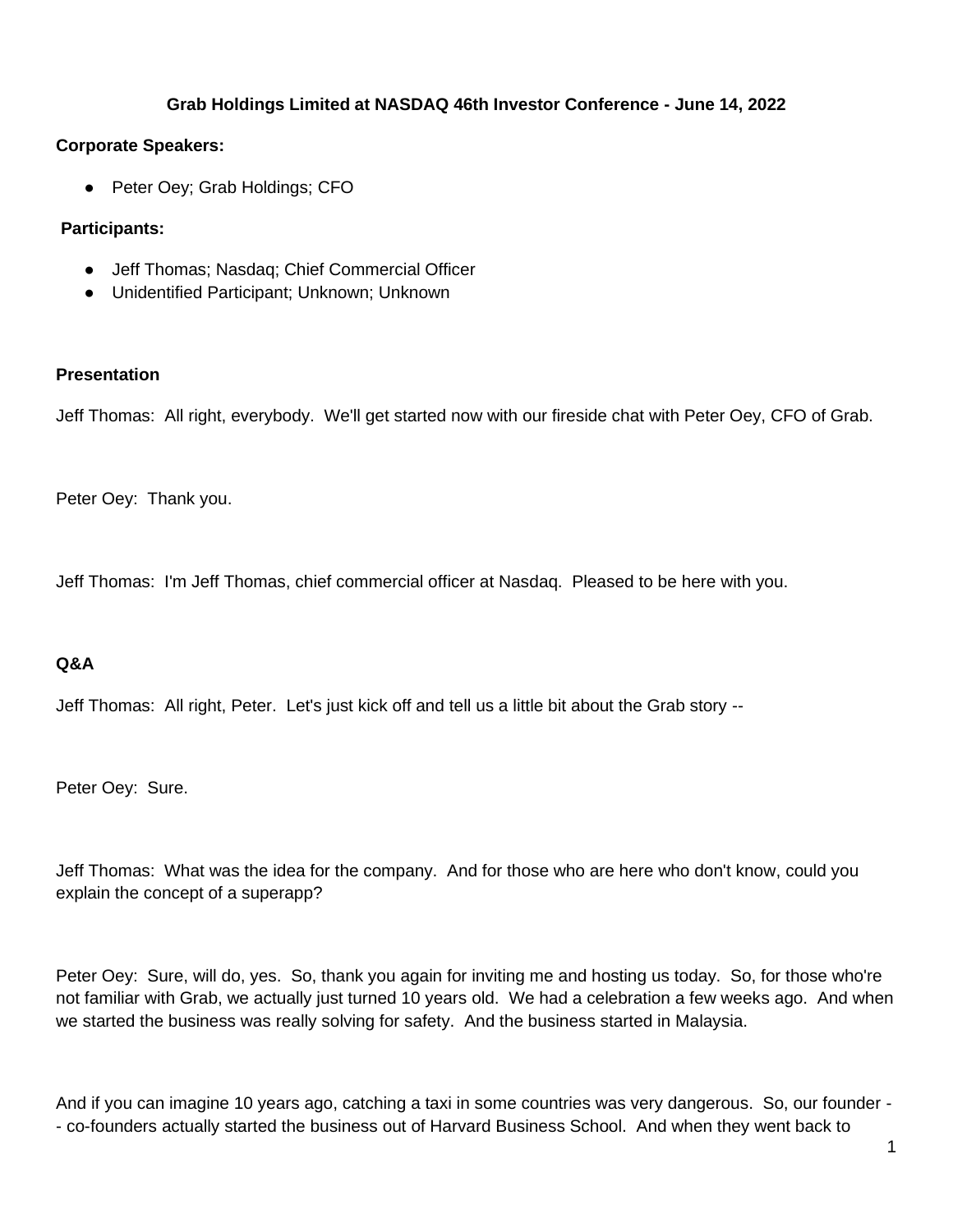# Grab Holdings Limited at NASDAQ 46th Investor Conference - June 14, 2022

**Corporate Speakers:**

- Peter Oey; Grab Holdings; CFO

**Participants:**

- Jeff Thomas; Nasdaq; Chief Commercial Officer
- Unidentified Participant; Unknown; Unknown

## Presentation

Jeff Thomas: All right, everybody. We'll get started now with our fireside chat with Peter Oey, CFO of Grab.

Peter Oey: Thank you.

Jeff Thomas: I'm Jeff Thomas, chief commercial officer at Nasdaq. Pleased to be here with you.

## Q&A

Jeff Thomas: All right, Peter. Let's just kick off and tell us a little bit about the Grab story --

Peter Oey: Sure.

Jeff Thomas: What was the idea for the company. And for those who are here who don't know, could you explain the concept of a superapp?

Peter Oey: Sure, will do, yes. So, thank you again for inviting me and hosting us today. So, for those who're not familiar with Grab, we actually just turned 10 years old. We had a celebration a few weeks ago. And when we started the business was really solving for safety. And the business started in Malaysia.

And if you can imagine 10 years ago, catching a taxi in some countries was very dangerous. So, our founder -- co-founders actually started the business out of Harvard Business School. And when they went back to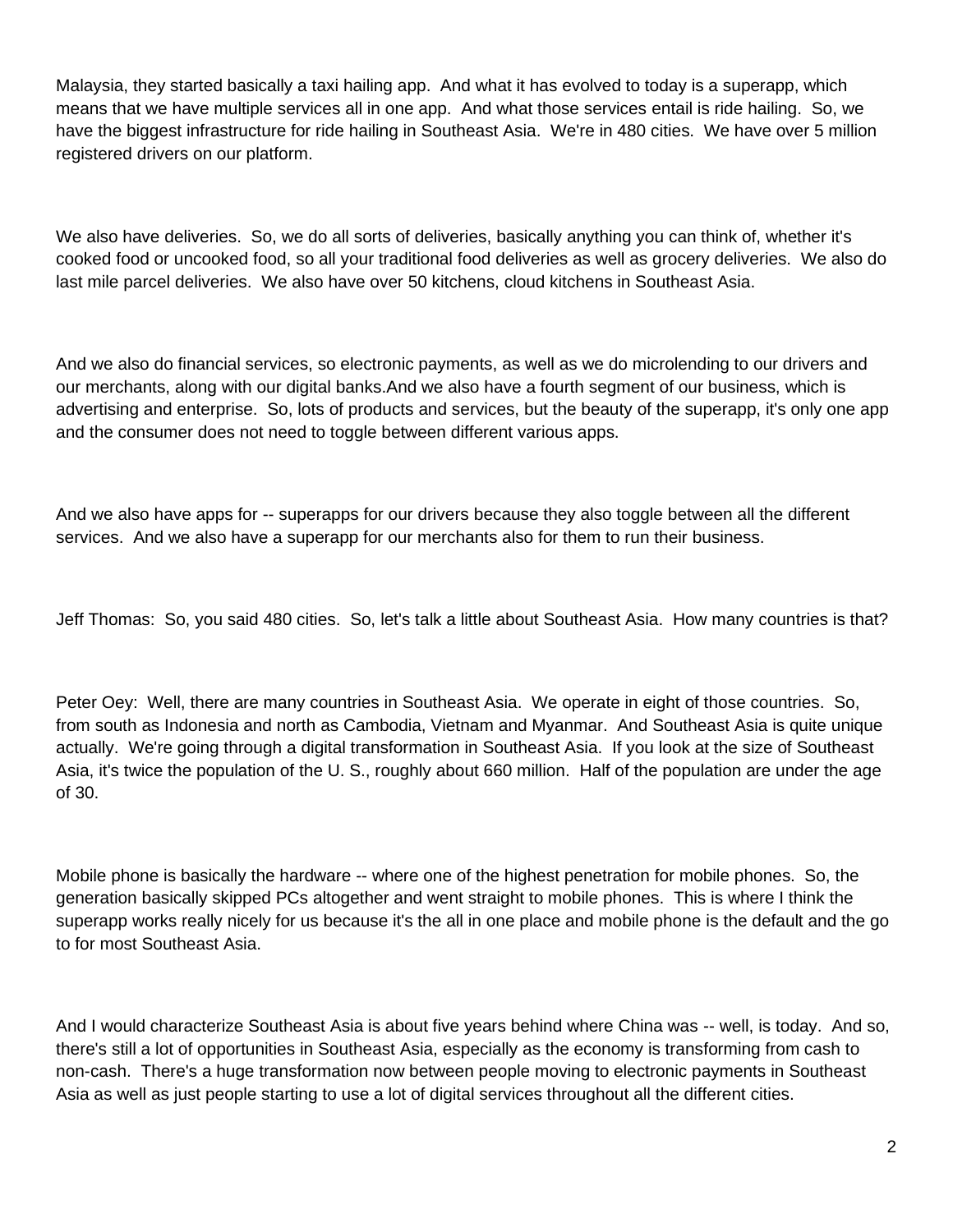Malaysia, they started basically a taxi hailing app. And what it has evolved to today is a superapp, which means that we have multiple services all in one app. And what those services entail is ride hailing. So, we have the biggest infrastructure for ride hailing in Southeast Asia. We're in 480 cities. We have over 5 million registered drivers on our platform.

We also have deliveries. So, we do all sorts of deliveries, basically anything you can think of, whether it's cooked food or uncooked food, so all your traditional food deliveries as well as grocery deliveries. We also do last mile parcel deliveries. We also have over 50 kitchens, cloud kitchens in Southeast Asia.

And we also do financial services, so electronic payments, as well as we do microlending to our drivers and our merchants, along with our digital banks.And we also have a fourth segment of our business, which is advertising and enterprise. So, lots of products and services, but the beauty of the superapp, it's only one app and the consumer does not need to toggle between different various apps.

And we also have apps for -- superapps for our drivers because they also toggle between all the different services. And we also have a superapp for our merchants also for them to run their business.

Jeff Thomas: So, you said 480 cities. So, let's talk a little about Southeast Asia. How many countries is that?

Peter Oey: Well, there are many countries in Southeast Asia. We operate in eight of those countries. So, from south as Indonesia and north as Cambodia, Vietnam and Myanmar. And Southeast Asia is quite unique actually. We're going through a digital transformation in Southeast Asia. If you look at the size of Southeast Asia, it's twice the population of the U. S., roughly about 660 million. Half of the population are under the age of 30.

Mobile phone is basically the hardware -- where one of the highest penetration for mobile phones. So, the generation basically skipped PCs altogether and went straight to mobile phones. This is where I think the superapp works really nicely for us because it's the all in one place and mobile phone is the default and the go to for most Southeast Asia.

And I would characterize Southeast Asia is about five years behind where China was -- well, is today. And so, there's still a lot of opportunities in Southeast Asia, especially as the economy is transforming from cash to non-cash. There's a huge transformation now between people moving to electronic payments in Southeast Asia as well as just people starting to use a lot of digital services throughout all the different cities.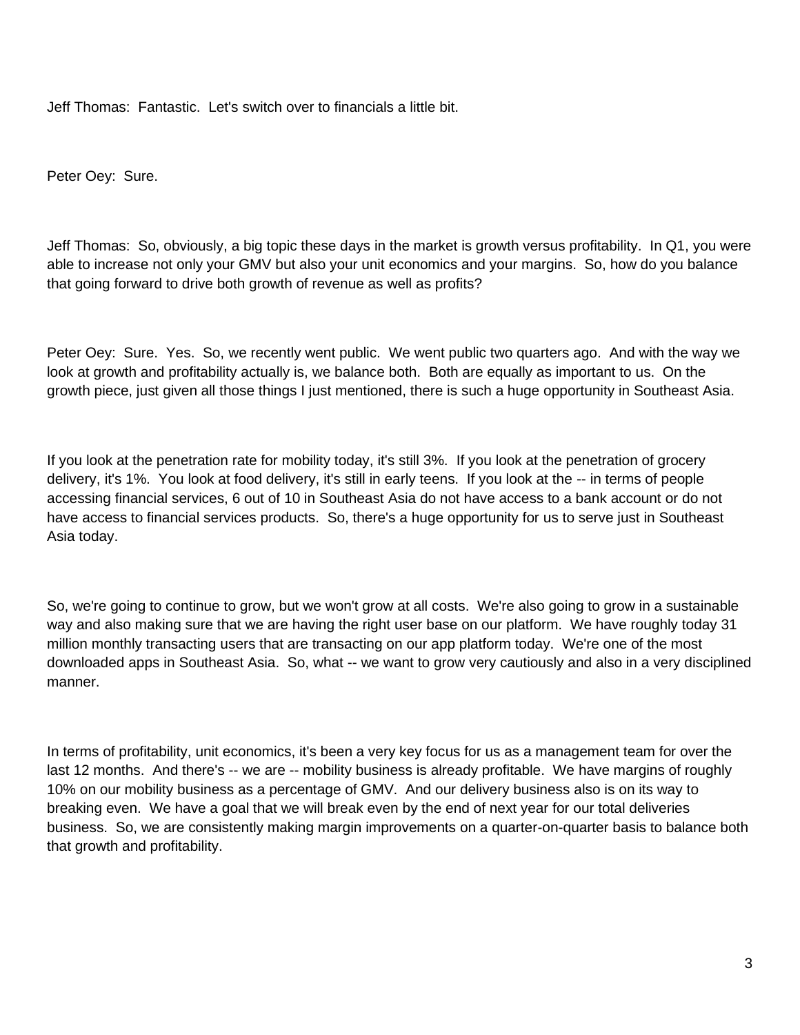Jeff Thomas: Fantastic. Let's switch over to financials a little bit.

Peter Oey: Sure.

Jeff Thomas: So, obviously, a big topic these days in the market is growth versus profitability. In Q1, you were able to increase not only your GMV but also your unit economics and your margins. So, how do you balance that going forward to drive both growth of revenue as well as profits?

Peter Oey: Sure. Yes. So, we recently went public. We went public two quarters ago. And with the way we look at growth and profitability actually is, we balance both. Both are equally as important to us. On the growth piece, just given all those things I just mentioned, there is such a huge opportunity in Southeast Asia.

If you look at the penetration rate for mobility today, it's still 3%. If you look at the penetration of grocery delivery, it's 1%. You look at food delivery, it's still in early teens. If you look at the -- in terms of people accessing financial services, 6 out of 10 in Southeast Asia do not have access to a bank account or do not have access to financial services products. So, there's a huge opportunity for us to serve just in Southeast Asia today.

So, we're going to continue to grow, but we won't grow at all costs. We're also going to grow in a sustainable way and also making sure that we are having the right user base on our platform. We have roughly today 31 million monthly transacting users that are transacting on our app platform today. We're one of the most downloaded apps in Southeast Asia. So, what -- we want to grow very cautiously and also in a very disciplined manner.

In terms of profitability, unit economics, it's been a very key focus for us as a management team for over the last 12 months. And there's -- we are -- mobility business is already profitable. We have margins of roughly 10% on our mobility business as a percentage of GMV. And our delivery business also is on its way to breaking even. We have a goal that we will break even by the end of next year for our total deliveries business. So, we are consistently making margin improvements on a quarter-on-quarter basis to balance both that growth and profitability.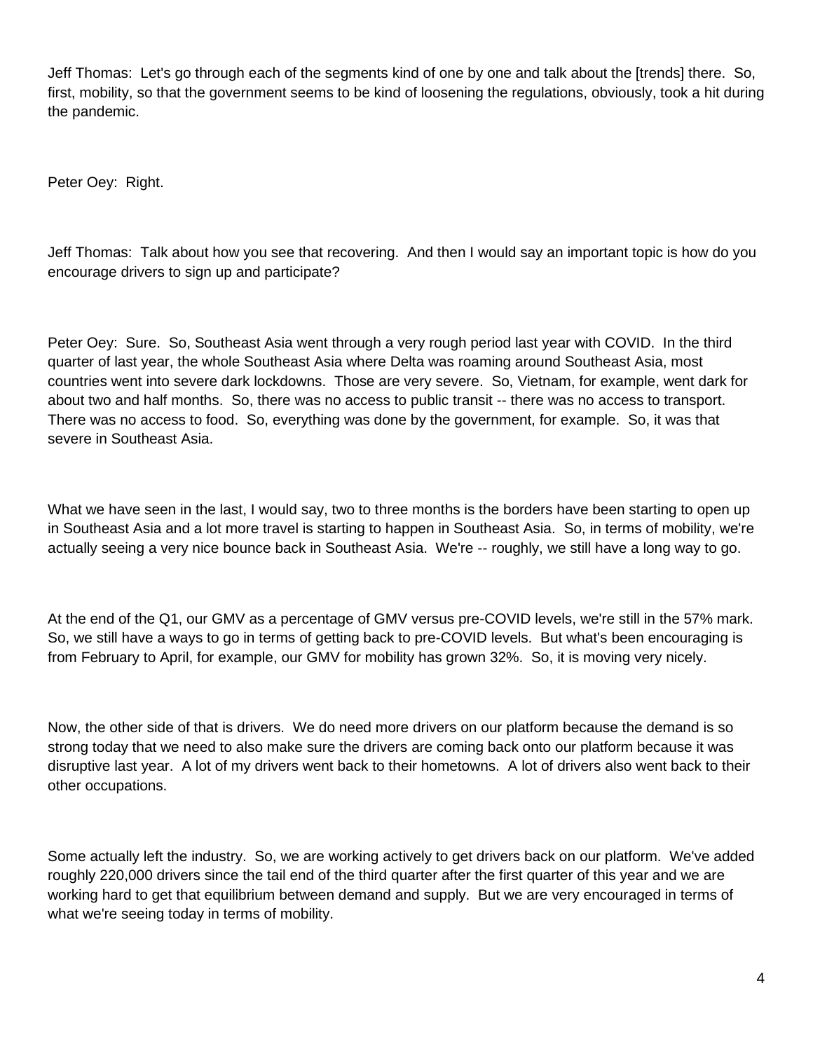Jeff Thomas: Let's go through each of the segments kind of one by one and talk about the [trends] there. So, first, mobility, so that the government seems to be kind of loosening the regulations, obviously, took a hit during the pandemic.

Peter Oey: Right.

Jeff Thomas: Talk about how you see that recovering. And then I would say an important topic is how do you encourage drivers to sign up and participate?

Peter Oey: Sure. So, Southeast Asia went through a very rough period last year with COVID. In the third quarter of last year, the whole Southeast Asia where Delta was roaming around Southeast Asia, most countries went into severe dark lockdowns. Those are very severe. So, Vietnam, for example, went dark for about two and half months. So, there was no access to public transit -- there was no access to transport. There was no access to food. So, everything was done by the government, for example. So, it was that severe in Southeast Asia.

What we have seen in the last, I would say, two to three months is the borders have been starting to open up in Southeast Asia and a lot more travel is starting to happen in Southeast Asia. So, in terms of mobility, we're actually seeing a very nice bounce back in Southeast Asia. We're -- roughly, we still have a long way to go.

At the end of the Q1, our GMV as a percentage of GMV versus pre-COVID levels, we're still in the 57% mark. So, we still have a ways to go in terms of getting back to pre-COVID levels. But what's been encouraging is from February to April, for example, our GMV for mobility has grown 32%. So, it is moving very nicely.

Now, the other side of that is drivers. We do need more drivers on our platform because the demand is so strong today that we need to also make sure the drivers are coming back onto our platform because it was disruptive last year. A lot of my drivers went back to their hometowns. A lot of drivers also went back to their other occupations.

Some actually left the industry. So, we are working actively to get drivers back on our platform. We've added roughly 220,000 drivers since the tail end of the third quarter after the first quarter of this year and we are working hard to get that equilibrium between demand and supply. But we are very encouraged in terms of what we're seeing today in terms of mobility.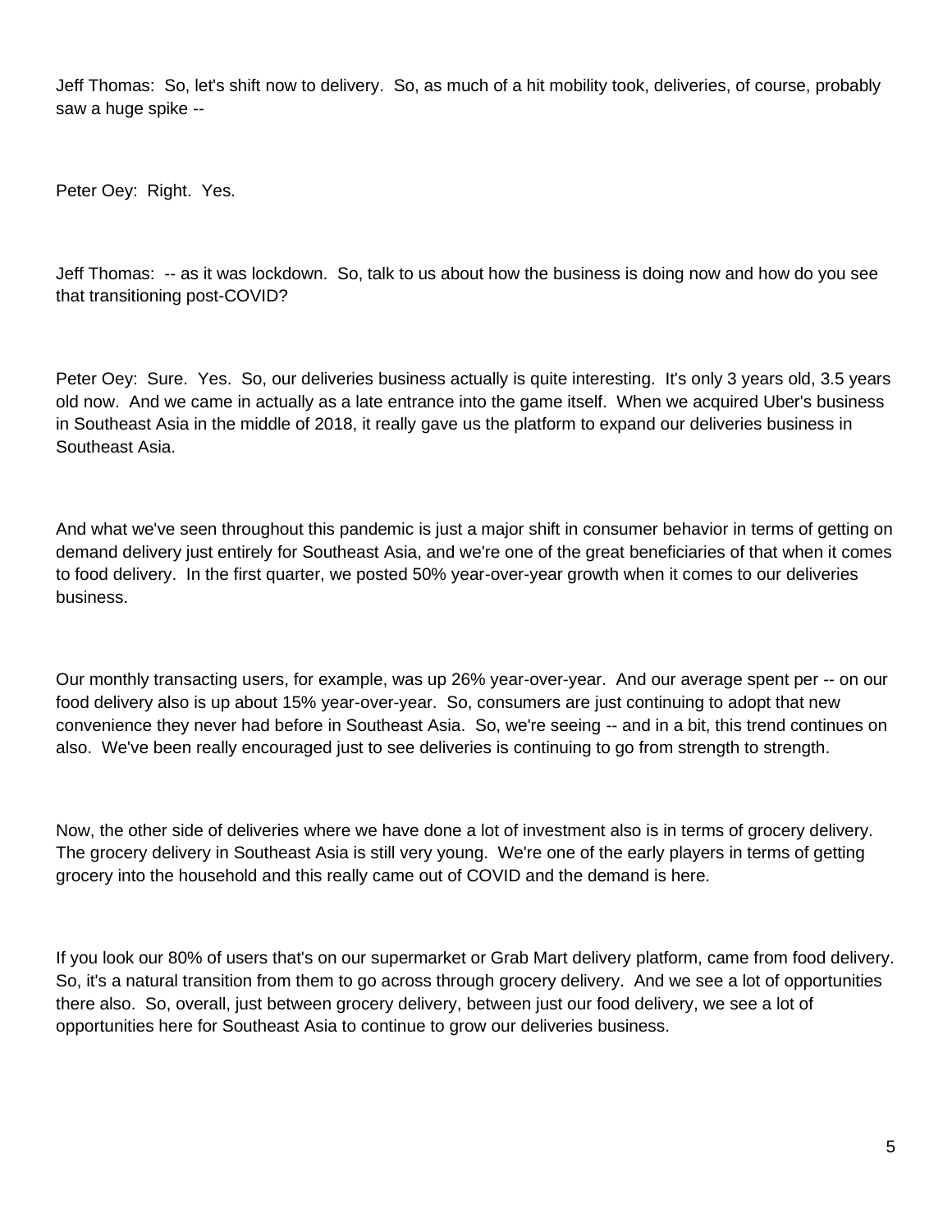Jeff Thomas: So, let's shift now to delivery. So, as much of a hit mobility took, deliveries, of course, probably saw a huge spike --

Peter Oey: Right. Yes.

Jeff Thomas: -- as it was lockdown. So, talk to us about how the business is doing now and how do you see that transitioning post-COVID?

Peter Oey: Sure. Yes. So, our deliveries business actually is quite interesting. It's only 3 years old, 3.5 years old now. And we came in actually as a late entrance into the game itself. When we acquired Uber's business in Southeast Asia in the middle of 2018, it really gave us the platform to expand our deliveries business in Southeast Asia.

And what we've seen throughout this pandemic is just a major shift in consumer behavior in terms of getting on demand delivery just entirely for Southeast Asia, and we're one of the great beneficiaries of that when it comes to food delivery. In the first quarter, we posted 50% year-over-year growth when it comes to our deliveries business.

Our monthly transacting users, for example, was up 26% year-over-year. And our average spent per -- on our food delivery also is up about 15% year-over-year. So, consumers are just continuing to adopt that new convenience they never had before in Southeast Asia. So, we're seeing -- and in a bit, this trend continues on also. We've been really encouraged just to see deliveries is continuing to go from strength to strength.

Now, the other side of deliveries where we have done a lot of investment also is in terms of grocery delivery. The grocery delivery in Southeast Asia is still very young. We're one of the early players in terms of getting grocery into the household and this really came out of COVID and the demand is here.

If you look our 80% of users that's on our supermarket or Grab Mart delivery platform, came from food delivery. So, it's a natural transition from them to go across through grocery delivery. And we see a lot of opportunities there also. So, overall, just between grocery delivery, between just our food delivery, we see a lot of opportunities here for Southeast Asia to continue to grow our deliveries business.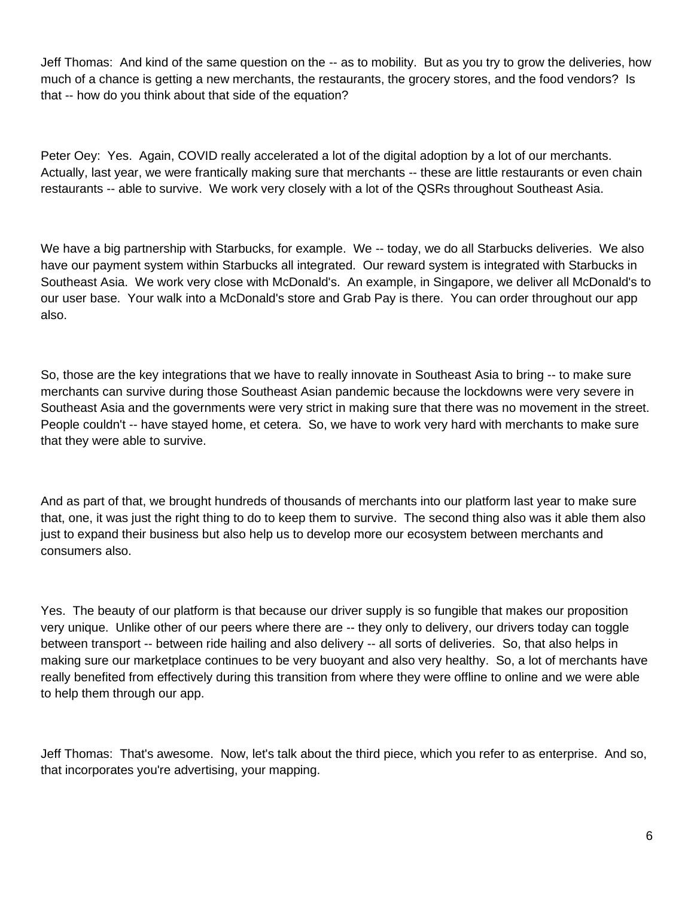Jeff Thomas: And kind of the same question on the -- as to mobility. But as you try to grow the deliveries, how much of a chance is getting a new merchants, the restaurants, the grocery stores, and the food vendors? Is that -- how do you think about that side of the equation?

Peter Oey: Yes. Again, COVID really accelerated a lot of the digital adoption by a lot of our merchants. Actually, last year, we were frantically making sure that merchants -- these are little restaurants or even chain restaurants -- able to survive. We work very closely with a lot of the QSRs throughout Southeast Asia.

We have a big partnership with Starbucks, for example. We -- today, we do all Starbucks deliveries. We also have our payment system within Starbucks all integrated. Our reward system is integrated with Starbucks in Southeast Asia. We work very close with McDonald's. An example, in Singapore, we deliver all McDonald's to our user base. Your walk into a McDonald's store and Grab Pay is there. You can order throughout our app also.

So, those are the key integrations that we have to really innovate in Southeast Asia to bring -- to make sure merchants can survive during those Southeast Asian pandemic because the lockdowns were very severe in Southeast Asia and the governments were very strict in making sure that there was no movement in the street. People couldn't -- have stayed home, et cetera. So, we have to work very hard with merchants to make sure that they were able to survive.

And as part of that, we brought hundreds of thousands of merchants into our platform last year to make sure that, one, it was just the right thing to do to keep them to survive. The second thing also was it able them also just to expand their business but also help us to develop more our ecosystem between merchants and consumers also.

Yes. The beauty of our platform is that because our driver supply is so fungible that makes our proposition very unique. Unlike other of our peers where there are -- they only to delivery, our drivers today can toggle between transport -- between ride hailing and also delivery -- all sorts of deliveries. So, that also helps in making sure our marketplace continues to be very buoyant and also very healthy. So, a lot of merchants have really benefited from effectively during this transition from where they were offline to online and we were able to help them through our app.

Jeff Thomas: That's awesome. Now, let's talk about the third piece, which you refer to as enterprise. And so, that incorporates you're advertising, your mapping.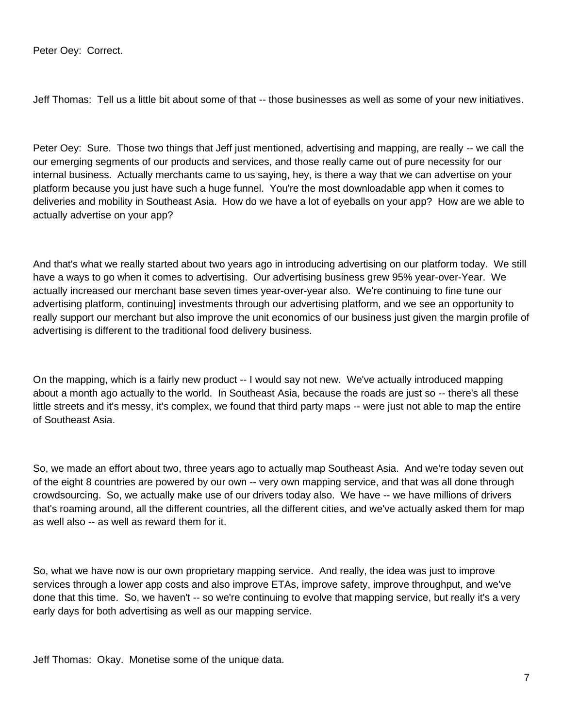Peter Oey: Correct.

Jeff Thomas: Tell us a little bit about some of that -- those businesses as well as some of your new initiatives.

Peter Oey: Sure. Those two things that Jeff just mentioned, advertising and mapping, are really -- we call the our emerging segments of our products and services, and those really came out of pure necessity for our internal business. Actually merchants came to us saying, hey, is there a way that we can advertise on your platform because you just have such a huge funnel. You're the most downloadable app when it comes to deliveries and mobility in Southeast Asia. How do we have a lot of eyeballs on your app? How are we able to actually advertise on your app?

And that's what we really started about two years ago in introducing advertising on our platform today. We still have a ways to go when it comes to advertising. Our advertising business grew 95% year-over-Year. We actually increased our merchant base seven times year-over-year also. We're continuing to fine tune our advertising platform, continuing] investments through our advertising platform, and we see an opportunity to really support our merchant but also improve the unit economics of our business just given the margin profile of advertising is different to the traditional food delivery business.

On the mapping, which is a fairly new product -- I would say not new. We've actually introduced mapping about a month ago actually to the world. In Southeast Asia, because the roads are just so -- there's all these little streets and it's messy, it's complex, we found that third party maps -- were just not able to map the entire of Southeast Asia.

So, we made an effort about two, three years ago to actually map Southeast Asia. And we're today seven out of the eight 8 countries are powered by our own -- very own mapping service, and that was all done through crowdsourcing. So, we actually make use of our drivers today also. We have -- we have millions of drivers that's roaming around, all the different countries, all the different cities, and we've actually asked them for map as well also -- as well as reward them for it.

So, what we have now is our own proprietary mapping service. And really, the idea was just to improve services through a lower app costs and also improve ETAs, improve safety, improve throughput, and we've done that this time. So, we haven't -- so we're continuing to evolve that mapping service, but really it's a very early days for both advertising as well as our mapping service.

Jeff Thomas: Okay. Monetise some of the unique data.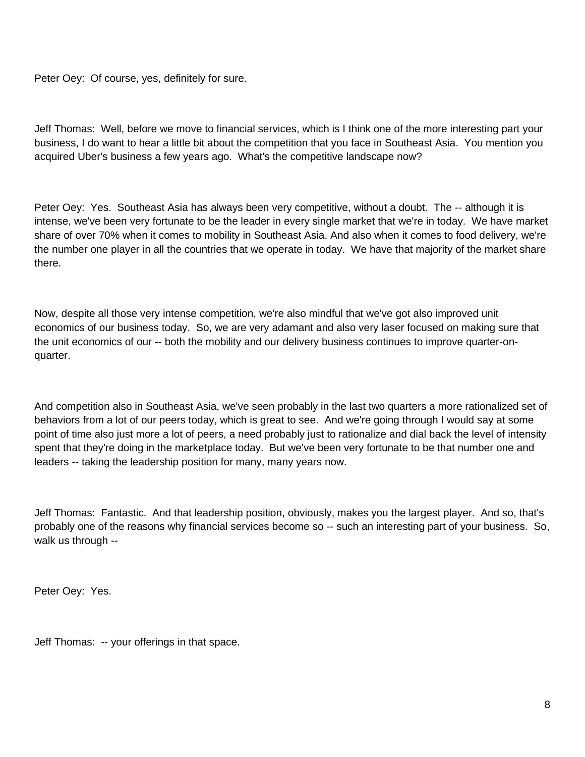Peter Oey: Of course, yes, definitely for sure.

Jeff Thomas: Well, before we move to financial services, which is I think one of the more interesting part your business, I do want to hear a little bit about the competition that you face in Southeast Asia. You mention you acquired Uber's business a few years ago. What's the competitive landscape now?

Peter Oey: Yes. Southeast Asia has always been very competitive, without a doubt. The -- although it is intense, we've been very fortunate to be the leader in every single market that we're in today. We have market share of over 70% when it comes to mobility in Southeast Asia. And also when it comes to food delivery, we're the number one player in all the countries that we operate in today. We have that majority of the market share there.

Now, despite all those very intense competition, we're also mindful that we've got also improved unit economics of our business today. So, we are very adamant and also very laser focused on making sure that the unit economics of our -- both the mobility and our delivery business continues to improve quarter-on-quarter.

And competition also in Southeast Asia, we've seen probably in the last two quarters a more rationalized set of behaviors from a lot of our peers today, which is great to see. And we're going through I would say at some point of time also just more a lot of peers, a need probably just to rationalize and dial back the level of intensity spent that they're doing in the marketplace today. But we've been very fortunate to be that number one and leaders -- taking the leadership position for many, many years now.

Jeff Thomas: Fantastic. And that leadership position, obviously, makes you the largest player. And so, that's probably one of the reasons why financial services become so -- such an interesting part of your business. So, walk us through --

Peter Oey: Yes.

Jeff Thomas: -- your offerings in that space.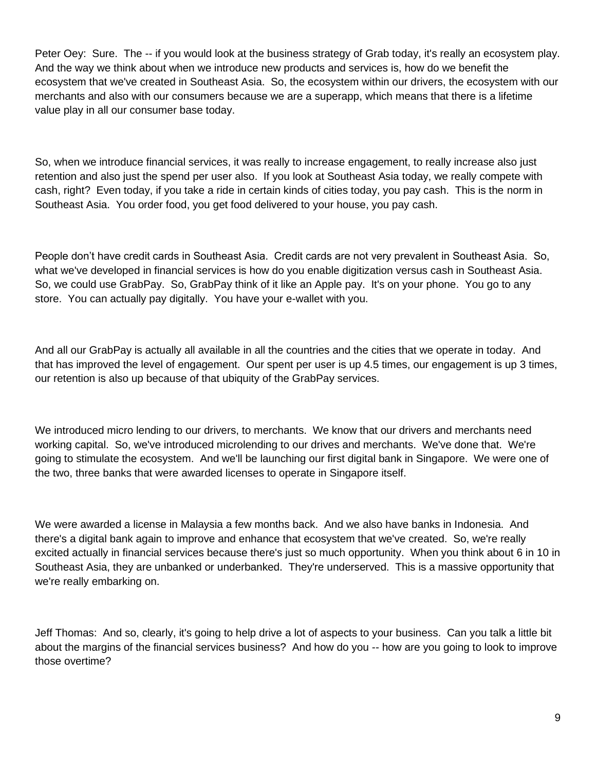Peter Oey: Sure. The -- if you would look at the business strategy of Grab today, it's really an ecosystem play. And the way we think about when we introduce new products and services is, how do we benefit the ecosystem that we've created in Southeast Asia. So, the ecosystem within our drivers, the ecosystem with our merchants and also with our consumers because we are a superapp, which means that there is a lifetime value play in all our consumer base today.

So, when we introduce financial services, it was really to increase engagement, to really increase also just retention and also just the spend per user also. If you look at Southeast Asia today, we really compete with cash, right? Even today, if you take a ride in certain kinds of cities today, you pay cash. This is the norm in Southeast Asia. You order food, you get food delivered to your house, you pay cash.

People don't have credit cards in Southeast Asia. Credit cards are not very prevalent in Southeast Asia. So, what we've developed in financial services is how do you enable digitization versus cash in Southeast Asia. So, we could use GrabPay. So, GrabPay think of it like an Apple pay. It's on your phone. You go to any store. You can actually pay digitally. You have your e-wallet with you.

And all our GrabPay is actually all available in all the countries and the cities that we operate in today. And that has improved the level of engagement. Our spent per user is up 4.5 times, our engagement is up 3 times, our retention is also up because of that ubiquity of the GrabPay services.

We introduced micro lending to our drivers, to merchants. We know that our drivers and merchants need working capital. So, we've introduced microlending to our drives and merchants. We've done that. We're going to stimulate the ecosystem. And we'll be launching our first digital bank in Singapore. We were one of the two, three banks that were awarded licenses to operate in Singapore itself.

We were awarded a license in Malaysia a few months back. And we also have banks in Indonesia. And there's a digital bank again to improve and enhance that ecosystem that we've created. So, we're really excited actually in financial services because there's just so much opportunity. When you think about 6 in 10 in Southeast Asia, they are unbanked or underbanked. They're underserved. This is a massive opportunity that we're really embarking on.

Jeff Thomas: And so, clearly, it's going to help drive a lot of aspects to your business. Can you talk a little bit about the margins of the financial services business? And how do you -- how are you going to look to improve those overtime?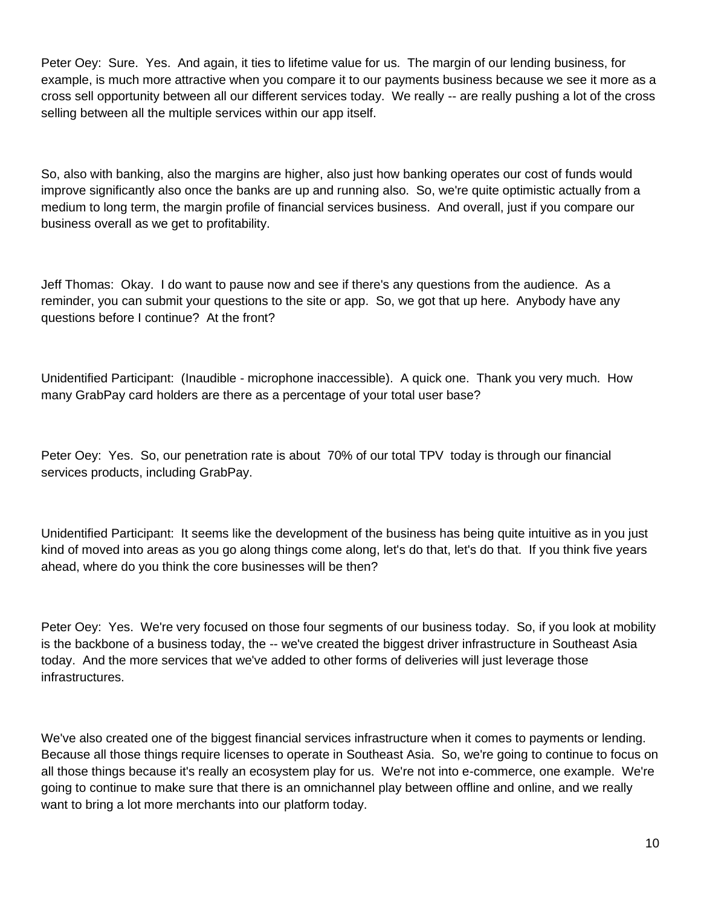Peter Oey: Sure. Yes. And again, it ties to lifetime value for us. The margin of our lending business, for example, is much more attractive when you compare it to our payments business because we see it more as a cross sell opportunity between all our different services today. We really -- are really pushing a lot of the cross selling between all the multiple services within our app itself.

So, also with banking, also the margins are higher, also just how banking operates our cost of funds would improve significantly also once the banks are up and running also. So, we're quite optimistic actually from a medium to long term, the margin profile of financial services business. And overall, just if you compare our business overall as we get to profitability.

Jeff Thomas: Okay. I do want to pause now and see if there's any questions from the audience. As a reminder, you can submit your questions to the site or app. So, we got that up here. Anybody have any questions before I continue? At the front?

Unidentified Participant: (Inaudible - microphone inaccessible). A quick one. Thank you very much. How many GrabPay card holders are there as a percentage of your total user base?

Peter Oey: Yes. So, our penetration rate is about 70% of our total TPV today is through our financial services products, including GrabPay.

Unidentified Participant: It seems like the development of the business has being quite intuitive as in you just kind of moved into areas as you go along things come along, let's do that, let's do that. If you think five years ahead, where do you think the core businesses will be then?

Peter Oey: Yes. We're very focused on those four segments of our business today. So, if you look at mobility is the backbone of a business today, the -- we've created the biggest driver infrastructure in Southeast Asia today. And the more services that we've added to other forms of deliveries will just leverage those infrastructures.

We've also created one of the biggest financial services infrastructure when it comes to payments or lending. Because all those things require licenses to operate in Southeast Asia. So, we're going to continue to focus on all those things because it's really an ecosystem play for us. We're not into e-commerce, one example. We're going to continue to make sure that there is an omnichannel play between offline and online, and we really want to bring a lot more merchants into our platform today.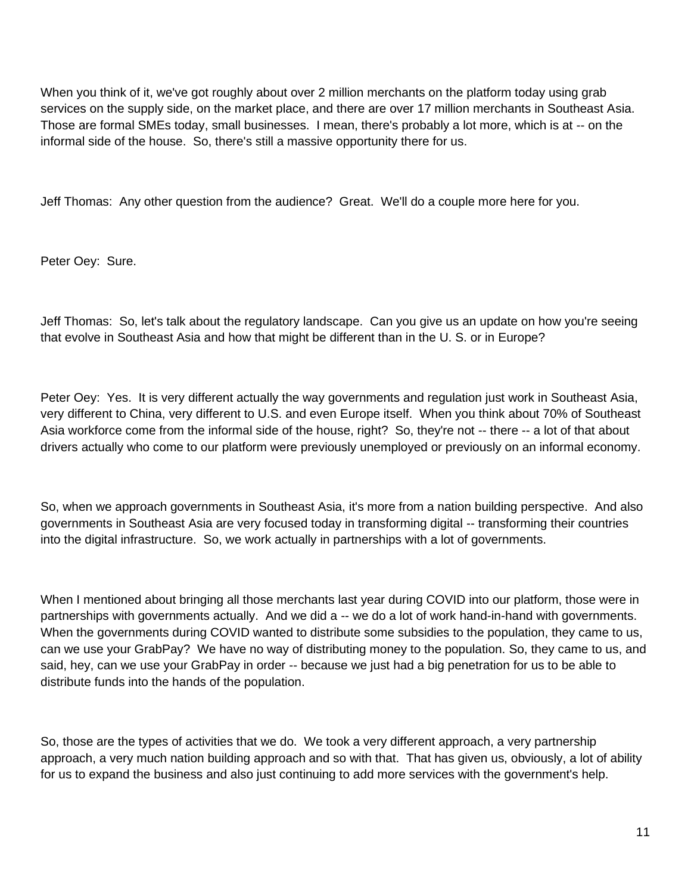When you think of it, we've got roughly about over 2 million merchants on the platform today using grab services on the supply side, on the market place, and there are over 17 million merchants in Southeast Asia. Those are formal SMEs today, small businesses. I mean, there's probably a lot more, which is at -- on the informal side of the house. So, there's still a massive opportunity there for us.

Jeff Thomas: Any other question from the audience? Great. We'll do a couple more here for you.

Peter Oey: Sure.

Jeff Thomas: So, let's talk about the regulatory landscape. Can you give us an update on how you're seeing that evolve in Southeast Asia and how that might be different than in the U. S. or in Europe?

Peter Oey: Yes. It is very different actually the way governments and regulation just work in Southeast Asia, very different to China, very different to U.S. and even Europe itself. When you think about 70% of Southeast Asia workforce come from the informal side of the house, right? So, they're not -- there -- a lot of that about drivers actually who come to our platform were previously unemployed or previously on an informal economy.

So, when we approach governments in Southeast Asia, it's more from a nation building perspective. And also governments in Southeast Asia are very focused today in transforming digital -- transforming their countries into the digital infrastructure. So, we work actually in partnerships with a lot of governments.

When I mentioned about bringing all those merchants last year during COVID into our platform, those were in partnerships with governments actually. And we did a -- we do a lot of work hand-in-hand with governments. When the governments during COVID wanted to distribute some subsidies to the population, they came to us, can we use your GrabPay? We have no way of distributing money to the population. So, they came to us, and said, hey, can we use your GrabPay in order -- because we just had a big penetration for us to be able to distribute funds into the hands of the population.

So, those are the types of activities that we do. We took a very different approach, a very partnership approach, a very much nation building approach and so with that. That has given us, obviously, a lot of ability for us to expand the business and also just continuing to add more services with the government's help.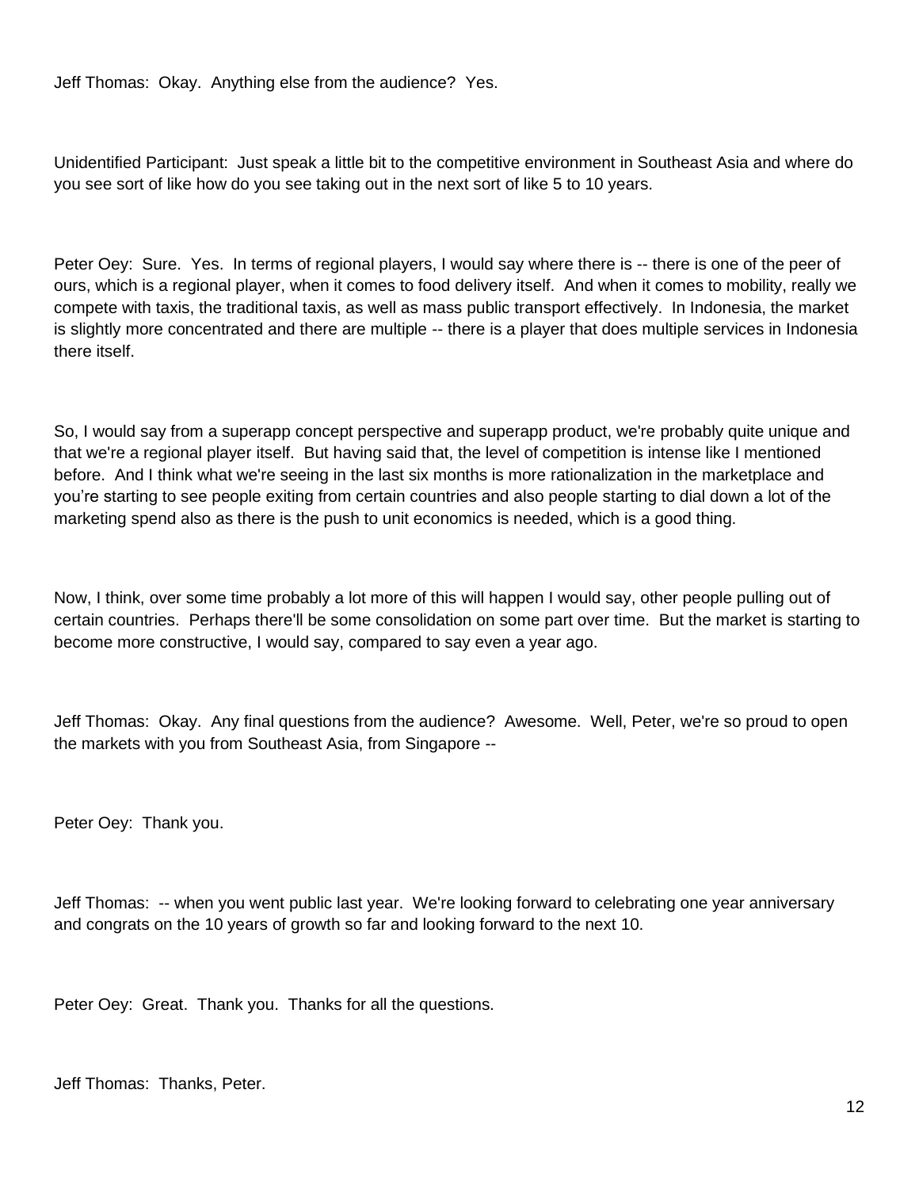Jeff Thomas: Okay. Anything else from the audience? Yes.

Unidentified Participant: Just speak a little bit to the competitive environment in Southeast Asia and where do you see sort of like how do you see taking out in the next sort of like 5 to 10 years.

Peter Oey: Sure. Yes. In terms of regional players, I would say where there is -- there is one of the peer of ours, which is a regional player, when it comes to food delivery itself. And when it comes to mobility, really we compete with taxis, the traditional taxis, as well as mass public transport effectively. In Indonesia, the market is slightly more concentrated and there are multiple -- there is a player that does multiple services in Indonesia there itself.

So, I would say from a superapp concept perspective and superapp product, we're probably quite unique and that we're a regional player itself. But having said that, the level of competition is intense like I mentioned before. And I think what we're seeing in the last six months is more rationalization in the marketplace and you're starting to see people exiting from certain countries and also people starting to dial down a lot of the marketing spend also as there is the push to unit economics is needed, which is a good thing.

Now, I think, over some time probably a lot more of this will happen I would say, other people pulling out of certain countries. Perhaps there'll be some consolidation on some part over time. But the market is starting to become more constructive, I would say, compared to say even a year ago.

Jeff Thomas: Okay. Any final questions from the audience? Awesome. Well, Peter, we're so proud to open the markets with you from Southeast Asia, from Singapore --

Peter Oey: Thank you.

Jeff Thomas: -- when you went public last year. We're looking forward to celebrating one year anniversary and congrats on the 10 years of growth so far and looking forward to the next 10.

Peter Oey: Great. Thank you. Thanks for all the questions.

Jeff Thomas: Thanks, Peter.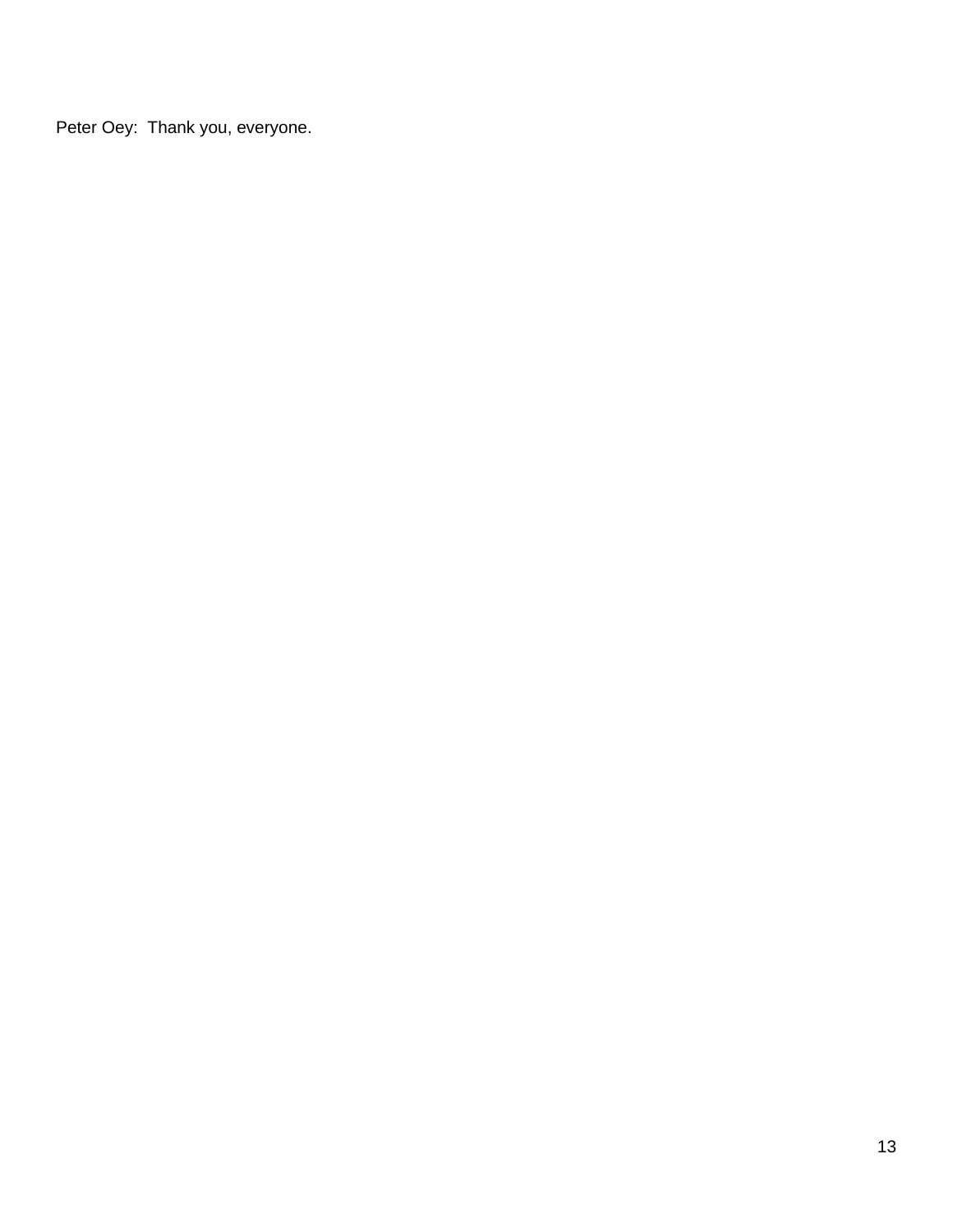Peter Oey: Thank you, everyone.